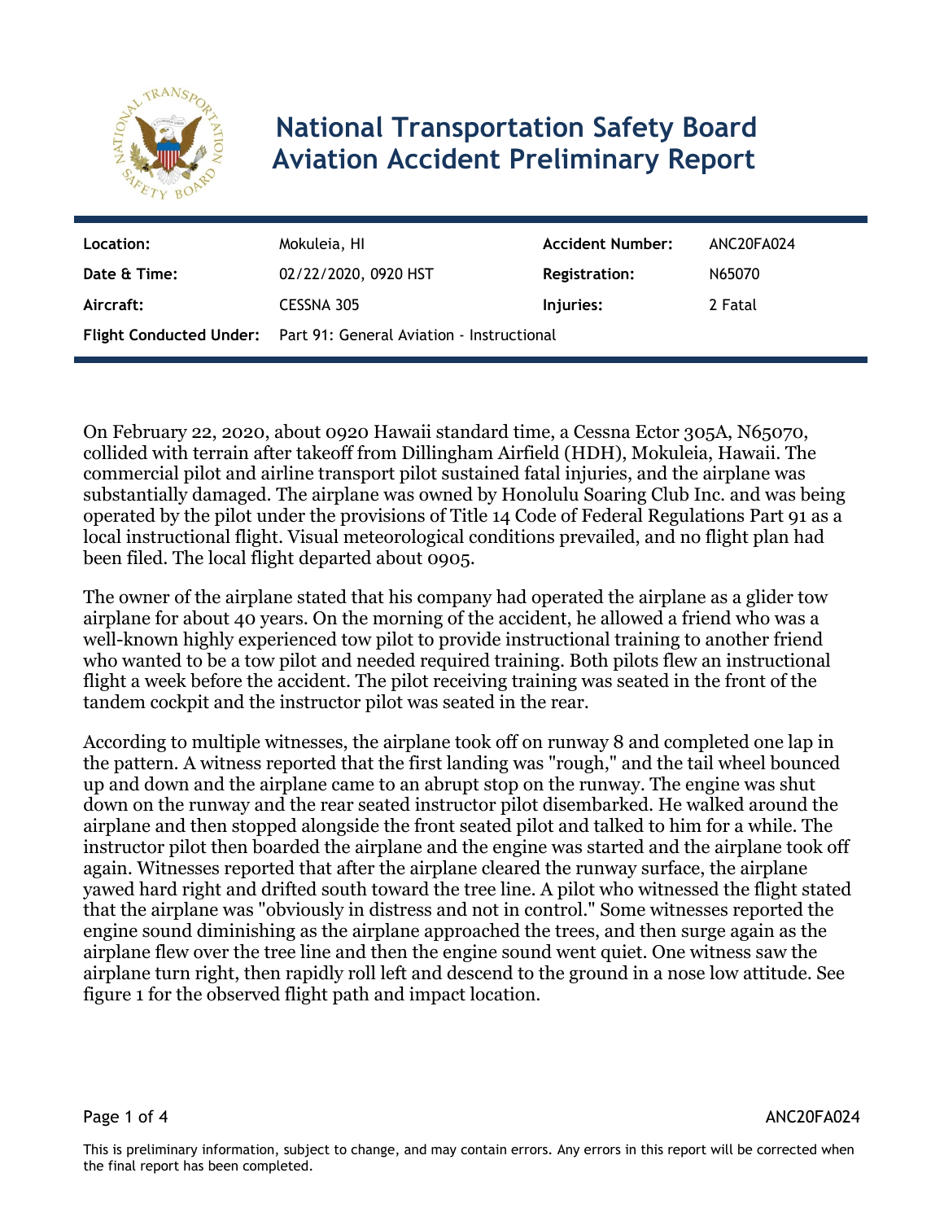# National Transportation Safety Board Aviation Accident Preliminary Report

| Location: | Mokuleia, HI | Accident Number: | ANC20FA024 |
| --- | --- | --- | --- |
| Date & Time: | 02/22/2020, 0920 HST | Registration: | N65070 |
| Aircraft: | CESSNA 305 | Injuries: | 2 Fatal |
| Flight Conducted Under: | Part 91: General Aviation - Instructional | | |

On February 22, 2020, about 0920 Hawaii standard time, a Cessna Ector 305A, N65070, collided with terrain after takeoff from Dillingham Airfield (HDH), Mokuleia, Hawaii. The commercial pilot and airline transport pilot sustained fatal injuries, and the airplane was substantially damaged. The airplane was owned by Honolulu Soaring Club Inc. and was being operated by the pilot under the provisions of Title 14 Code of Federal Regulations Part 91 as a local instructional flight. Visual meteorological conditions prevailed, and no flight plan had been filed. The local flight departed about 0905.

The owner of the airplane stated that his company had operated the airplane as a glider tow airplane for about 40 years. On the morning of the accident, he allowed a friend who was a well-known highly experienced tow pilot to provide instructional training to another friend who wanted to be a tow pilot and needed required training. Both pilots flew an instructional flight a week before the accident. The pilot receiving training was seated in the front of the tandem cockpit and the instructor pilot was seated in the rear.

According to multiple witnesses, the airplane took off on runway 8 and completed one lap in the pattern. A witness reported that the first landing was "rough," and the tail wheel bounced up and down and the airplane came to an abrupt stop on the runway. The engine was shut down on the runway and the rear seated instructor pilot disembarked. He walked around the airplane and then stopped alongside the front seated pilot and talked to him for a while. The instructor pilot then boarded the airplane and the engine was started and the airplane took off again. Witnesses reported that after the airplane cleared the runway surface, the airplane yawed hard right and drifted south toward the tree line. A pilot who witnessed the flight stated that the airplane was "obviously in distress and not in control." Some witnesses reported the engine sound diminishing as the airplane approached the trees, and then surge again as the airplane flew over the tree line and then the engine sound went quiet. One witness saw the airplane turn right, then rapidly roll left and descend to the ground in a nose low attitude. See figure 1 for the observed flight path and impact location.

This is preliminary information, subject to change, and may contain errors. Any errors in this report will be corrected when the final report has been completed.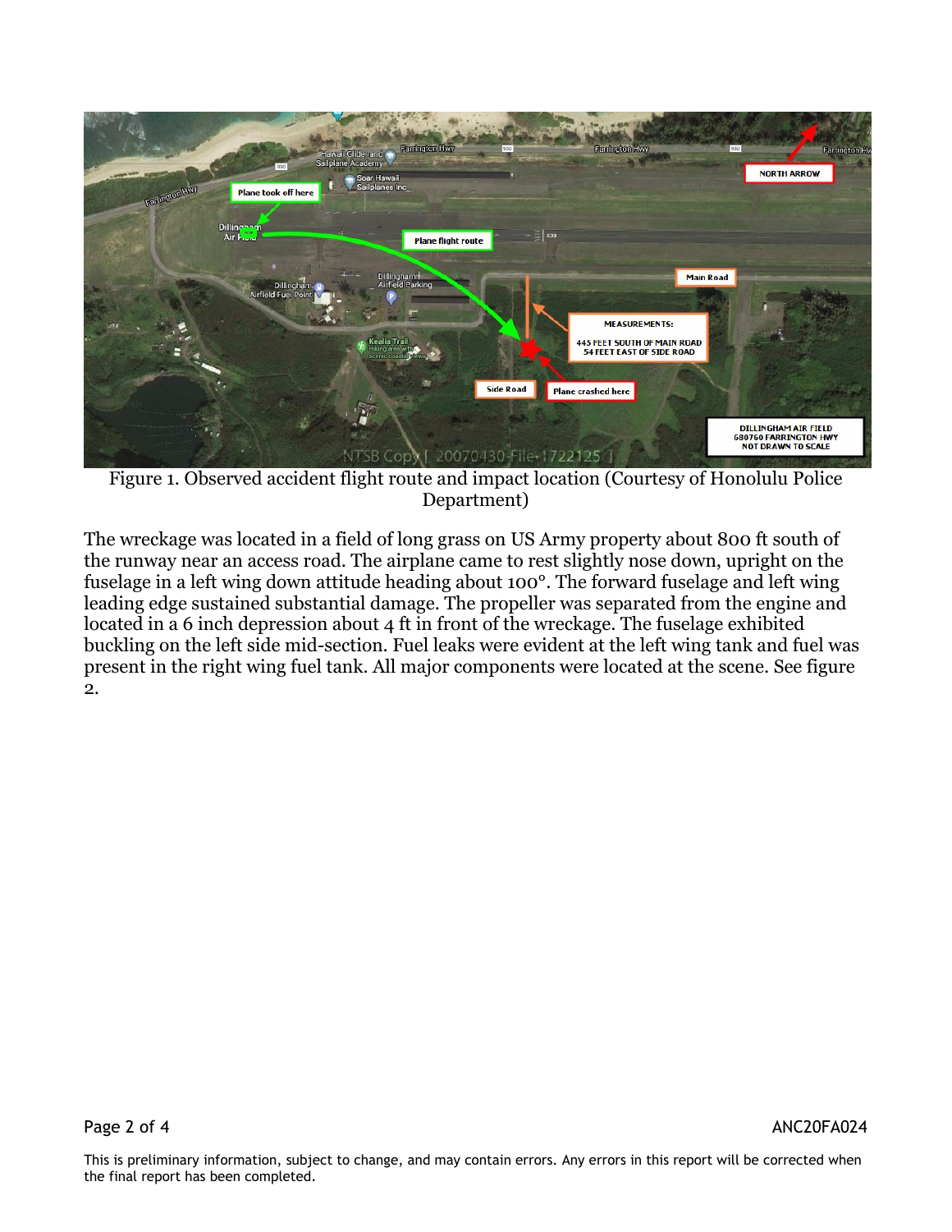Figure 1. Observed accident flight route and impact location (Courtesy of Honolulu Police Department)

The wreckage was located in a field of long grass on US Army property about 800 ft south of the runway near an access road. The airplane came to rest slightly nose down, upright on the fuselage in a left wing down attitude heading about 100°. The forward fuselage and left wing leading edge sustained substantial damage. The propeller was separated from the engine and located in a 6 inch depression about 4 ft in front of the wreckage. The fuselage exhibited buckling on the left side mid-section. Fuel leaks were evident at the left wing tank and fuel was present in the right wing fuel tank. All major components were located at the scene. See figure 2.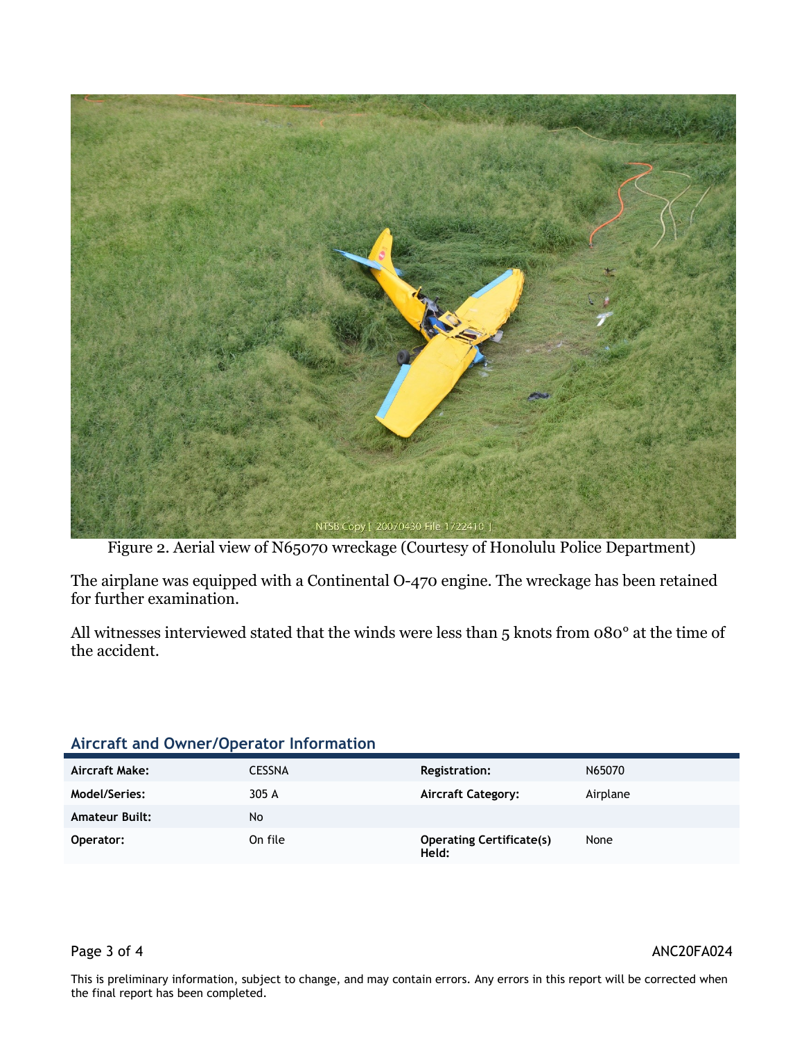Figure 2. Aerial view of N65070 wreckage (Courtesy of Honolulu Police Department)

The airplane was equipped with a Continental O-470 engine. The wreckage has been retained for further examination.

All witnesses interviewed stated that the winds were less than 5 knots from 080° at the time of the accident.

## Aircraft and Owner/Operator Information

| | | | |
|---|---|---|---|
| **Aircraft Make:** | CESSNA | **Registration:** | N65070 |
| **Model/Series:** | 305 A | **Aircraft Category:** | Airplane |
| **Amateur Built:** | No | | |
| **Operator:** | On file | **Operating Certificate(s) Held:** | None |

This is preliminary information, subject to change, and may contain errors. Any errors in this report will be corrected when the final report has been completed.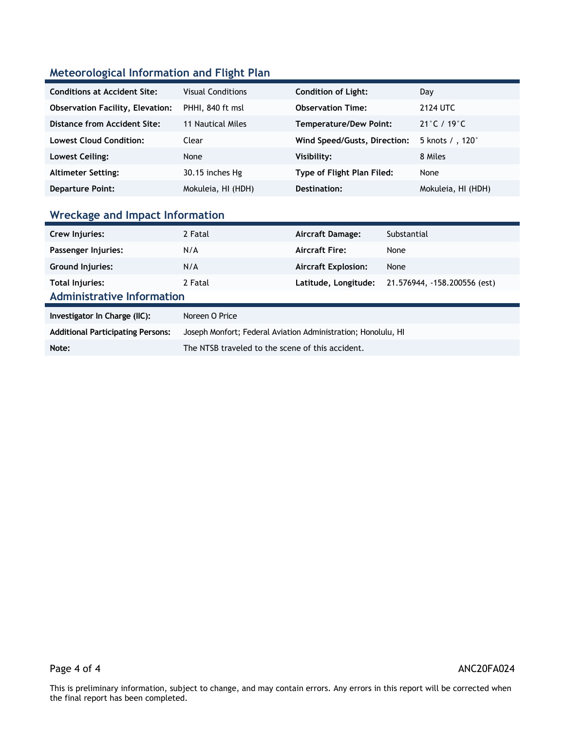## Meteorological Information and Flight Plan

| | | | |
|---|---|---|---|
| **Conditions at Accident Site:** | Visual Conditions | **Condition of Light:** | Day |
| **Observation Facility, Elevation:** | PHHI, 840 ft msl | **Observation Time:** | 2124 UTC |
| **Distance from Accident Site:** | 11 Nautical Miles | **Temperature/Dew Point:** | 21°C / 19°C |
| **Lowest Cloud Condition:** | Clear | **Wind Speed/Gusts, Direction:** | 5 knots / , 120° |
| **Lowest Ceiling:** | None | **Visibility:** | 8 Miles |
| **Altimeter Setting:** | 30.15 inches Hg | **Type of Flight Plan Filed:** | None |
| **Departure Point:** | Mokuleia, HI (HDH) | **Destination:** | Mokuleia, HI (HDH) |

## Wreckage and Impact Information

| | | | |
|---|---|---|---|
| **Crew Injuries:** | 2 Fatal | **Aircraft Damage:** | Substantial |
| **Passenger Injuries:** | N/A | **Aircraft Fire:** | None |
| **Ground Injuries:** | N/A | **Aircraft Explosion:** | None |
| **Total Injuries:** | 2 Fatal | **Latitude, Longitude:** | 21.576944, -158.200556 (est) |

## Administrative Information

| | |
|---|---|
| **Investigator In Charge (IIC):** | Noreen O Price |
| **Additional Participating Persons:** | Joseph Monfort; Federal Aviation Administration; Honolulu, HI |
| **Note:** | The NTSB traveled to the scene of this accident. |

This is preliminary information, subject to change, and may contain errors. Any errors in this report will be corrected when the final report has been completed.